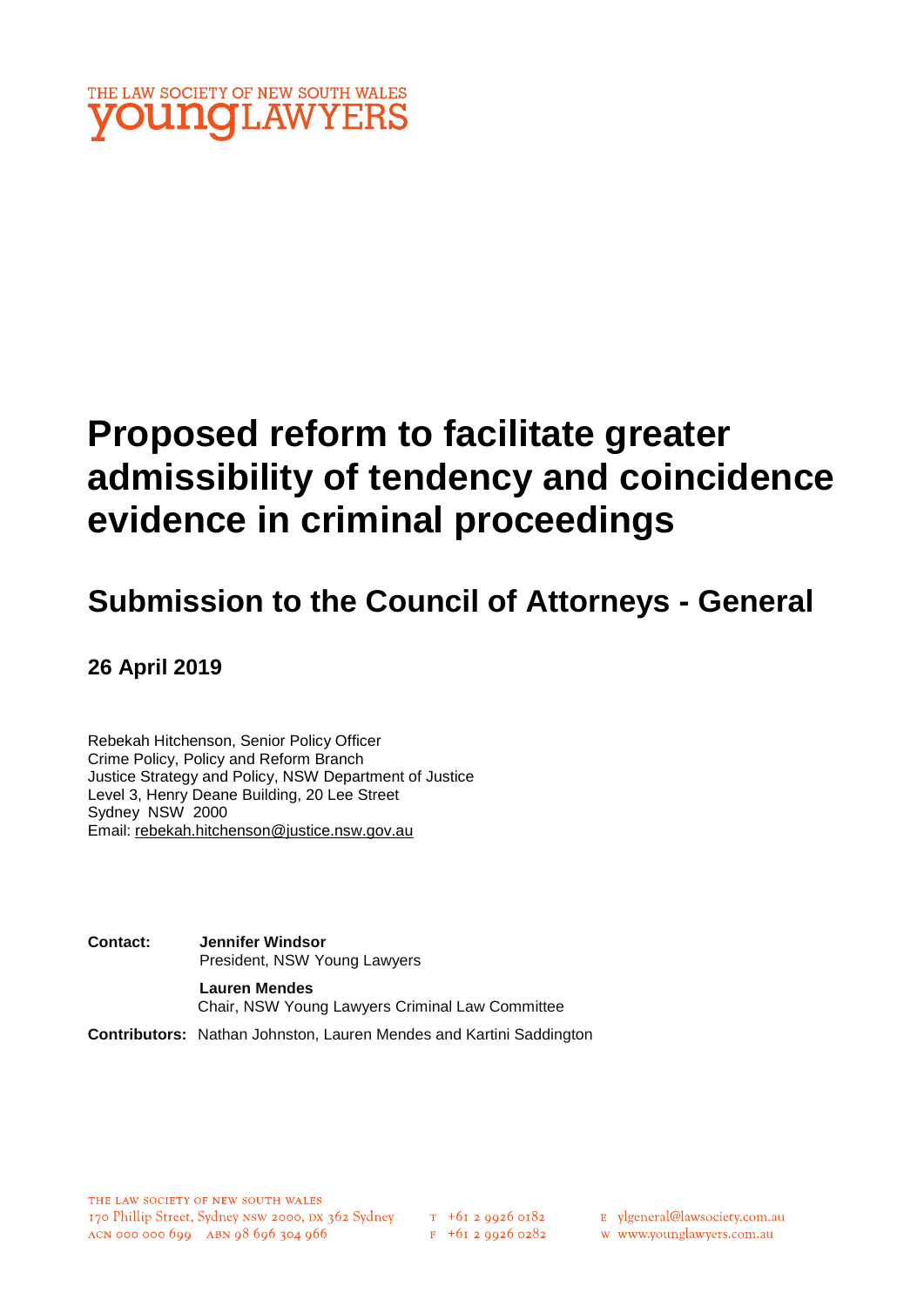THE LAW SOCIETY OF NEW SOUTH WALES
youngLAWYERS

# Proposed reform to facilitate greater admissibility of tendency and coincidence evidence in criminal proceedings

## Submission to the Council of Attorneys - General

### 26 April 2019

Rebekah Hitchenson, Senior Policy Officer
Crime Policy, Policy and Reform Branch
Justice Strategy and Policy, NSW Department of Justice
Level 3, Henry Deane Building, 20 Lee Street
Sydney NSW 2000
Email: rebekah.hitchenson@justice.nsw.gov.au

**Contact:** **Jennifer Windsor**
President, NSW Young Lawyers

**Lauren Mendes**
Chair, NSW Young Lawyers Criminal Law Committee

**Contributors:** Nathan Johnston, Lauren Mendes and Kartini Saddington

THE LAW SOCIETY OF NEW SOUTH WALES
170 Phillip Street, Sydney NSW 2000, DX 362 Sydney
ACN 000 000 699 ABN 98 696 304 966
T +61 2 9926 0182
F +61 2 9926 0282
E ylgeneral@lawsociety.com.au
W www.younglawyers.com.au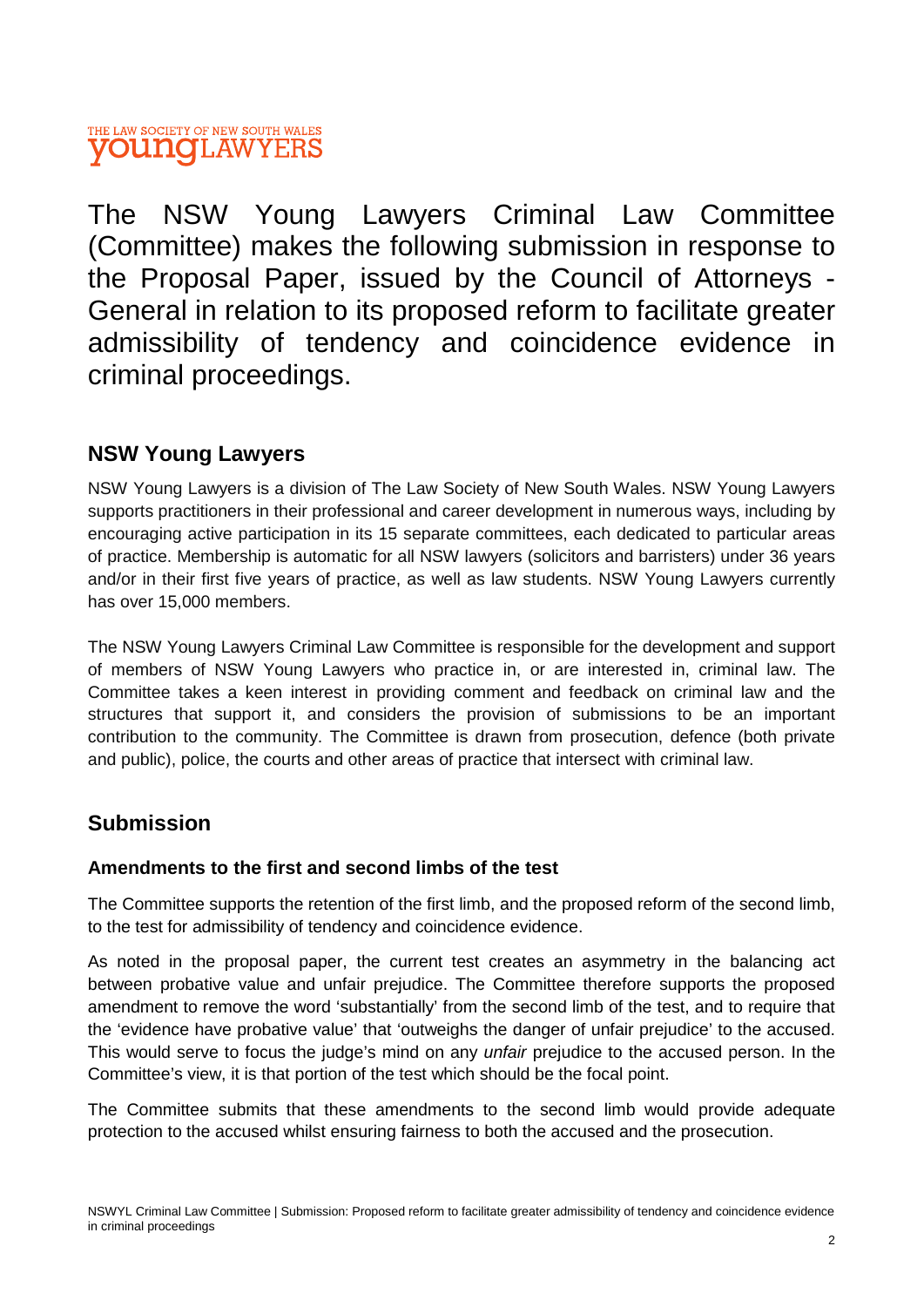THE LAW SOCIETY OF NEW SOUTH WALES **young**LAWYERS

The NSW Young Lawyers Criminal Law Committee (Committee) makes the following submission in response to the Proposal Paper, issued by the Council of Attorneys - General in relation to its proposed reform to facilitate greater admissibility of tendency and coincidence evidence in criminal proceedings.

## NSW Young Lawyers

NSW Young Lawyers is a division of The Law Society of New South Wales. NSW Young Lawyers supports practitioners in their professional and career development in numerous ways, including by encouraging active participation in its 15 separate committees, each dedicated to particular areas of practice. Membership is automatic for all NSW lawyers (solicitors and barristers) under 36 years and/or in their first five years of practice, as well as law students. NSW Young Lawyers currently has over 15,000 members.

The NSW Young Lawyers Criminal Law Committee is responsible for the development and support of members of NSW Young Lawyers who practice in, or are interested in, criminal law. The Committee takes a keen interest in providing comment and feedback on criminal law and the structures that support it, and considers the provision of submissions to be an important contribution to the community. The Committee is drawn from prosecution, defence (both private and public), police, the courts and other areas of practice that intersect with criminal law.

## Submission

### Amendments to the first and second limbs of the test

The Committee supports the retention of the first limb, and the proposed reform of the second limb, to the test for admissibility of tendency and coincidence evidence.

As noted in the proposal paper, the current test creates an asymmetry in the balancing act between probative value and unfair prejudice. The Committee therefore supports the proposed amendment to remove the word 'substantially' from the second limb of the test, and to require that the 'evidence have probative value' that 'outweighs the danger of unfair prejudice' to the accused. This would serve to focus the judge's mind on any *unfair* prejudice to the accused person. In the Committee's view, it is that portion of the test which should be the focal point.

The Committee submits that these amendments to the second limb would provide adequate protection to the accused whilst ensuring fairness to both the accused and the prosecution.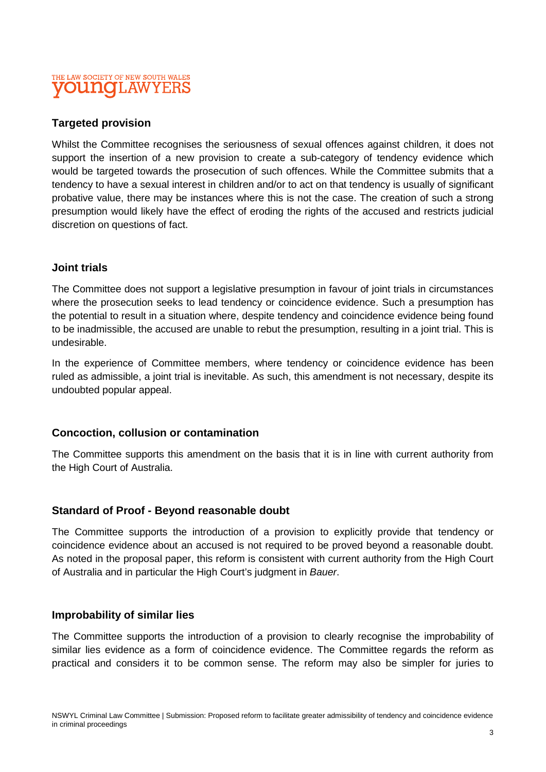### Targeted provision

Whilst the Committee recognises the seriousness of sexual offences against children, it does not support the insertion of a new provision to create a sub-category of tendency evidence which would be targeted towards the prosecution of such offences. While the Committee submits that a tendency to have a sexual interest in children and/or to act on that tendency is usually of significant probative value, there may be instances where this is not the case. The creation of such a strong presumption would likely have the effect of eroding the rights of the accused and restricts judicial discretion on questions of fact.

### Joint trials

The Committee does not support a legislative presumption in favour of joint trials in circumstances where the prosecution seeks to lead tendency or coincidence evidence. Such a presumption has the potential to result in a situation where, despite tendency and coincidence evidence being found to be inadmissible, the accused are unable to rebut the presumption, resulting in a joint trial. This is undesirable.

In the experience of Committee members, where tendency or coincidence evidence has been ruled as admissible, a joint trial is inevitable. As such, this amendment is not necessary, despite its undoubted popular appeal.

### Concoction, collusion or contamination

The Committee supports this amendment on the basis that it is in line with current authority from the High Court of Australia.

### Standard of Proof - Beyond reasonable doubt

The Committee supports the introduction of a provision to explicitly provide that tendency or coincidence evidence about an accused is not required to be proved beyond a reasonable doubt. As noted in the proposal paper, this reform is consistent with current authority from the High Court of Australia and in particular the High Court's judgment in *Bauer*.

### Improbability of similar lies

The Committee supports the introduction of a provision to clearly recognise the improbability of similar lies evidence as a form of coincidence evidence. The Committee regards the reform as practical and considers it to be common sense. The reform may also be simpler for juries to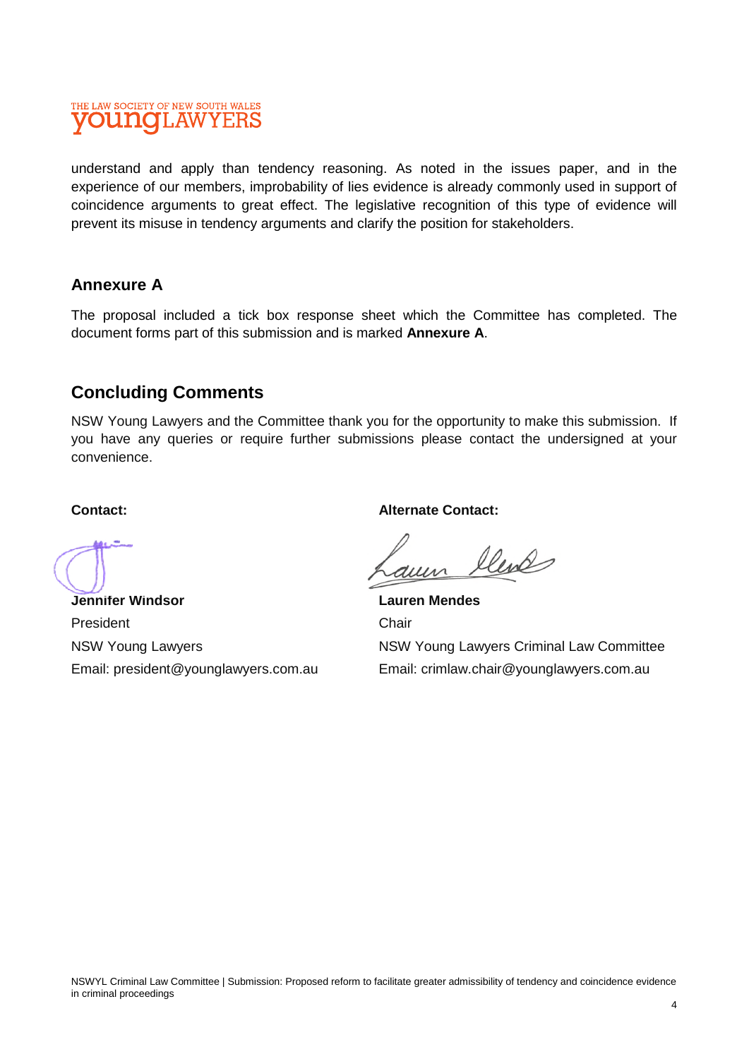understand and apply than tendency reasoning. As noted in the issues paper, and in the experience of our members, improbability of lies evidence is already commonly used in support of coincidence arguments to great effect. The legislative recognition of this type of evidence will prevent its misuse in tendency arguments and clarify the position for stakeholders.

### Annexure A

The proposal included a tick box response sheet which the Committee has completed. The document forms part of this submission and is marked **Annexure A**.

## Concluding Comments

NSW Young Lawyers and the Committee thank you for the opportunity to make this submission. If you have any queries or require further submissions please contact the undersigned at your convenience.

**Contact:**

**Jennifer Windsor**
President
NSW Young Lawyers
Email: president@younglawyers.com.au

**Alternate Contact:**

**Lauren Mendes**
Chair
NSW Young Lawyers Criminal Law Committee
Email: crimlaw.chair@younglawyers.com.au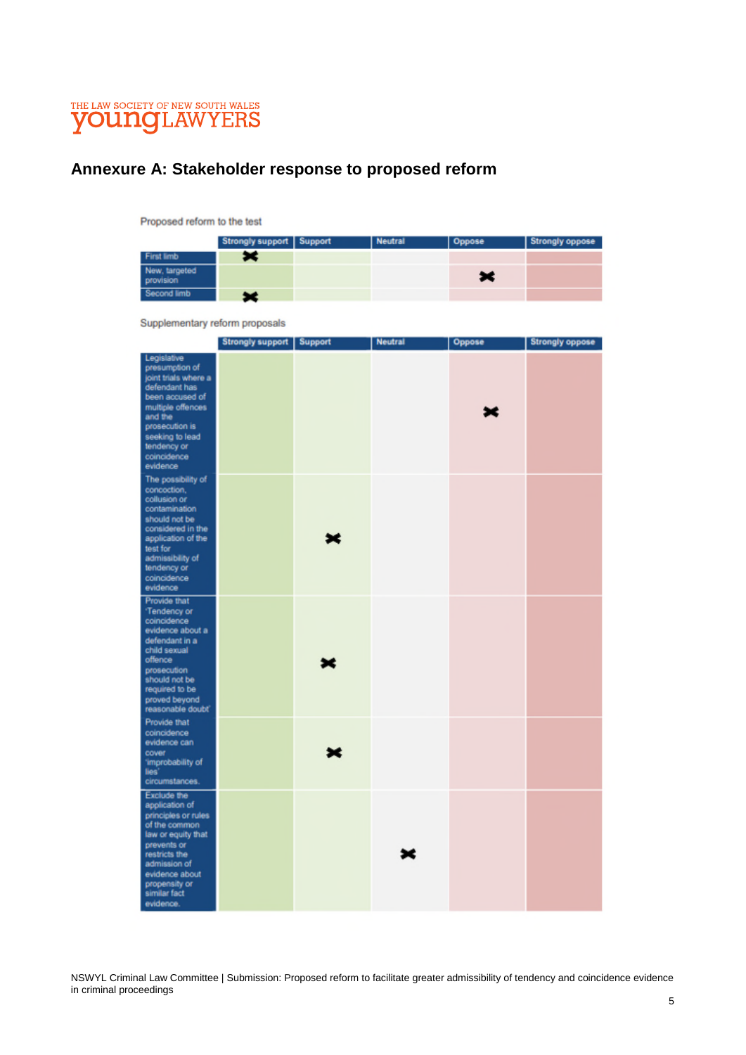THE LAW SOCIETY OF NEW SOUTH WALES youngLAWYERS

## Annexure A: Stakeholder response to proposed reform

Proposed reform to the test

| | Strongly support | Support | Neutral | Oppose | Strongly oppose |
|---|---|---|---|---|---|
| First limb | ✖ | | | | |
| New, targeted provision | | | | ✖ | |
| Second limb | ✖ | | | | |

Supplementary reform proposals

| | Strongly support | Support | Neutral | Oppose | Strongly oppose |
|---|---|---|---|---|---|
| Legislative presumption of joint trials where a defendant has been accused of multiple offences and the prosecution is seeking to lead tendency or coincidence evidence | | | | ✖ | |
| The possibility of concoction, collusion or contamination should not be considered in the application of the test for admissibility of tendency or coincidence evidence | | ✖ | | | |
| Provide that 'Tendency or coincidence evidence about a defendant in a child sexual offence prosecution should not be required to be proved beyond reasonable doubt' | | ✖ | | | |
| Provide that coincidence evidence can cover 'improbability of lies' circumstances. | | ✖ | | | |
| Exclude the application of principles or rules of the common law or equity that prevents or restricts the admission of evidence about propensity or similar fact evidence. | | | ✖ | | |

NSWYL Criminal Law Committee | Submission: Proposed reform to facilitate greater admissibility of tendency and coincidence evidence in criminal proceedings